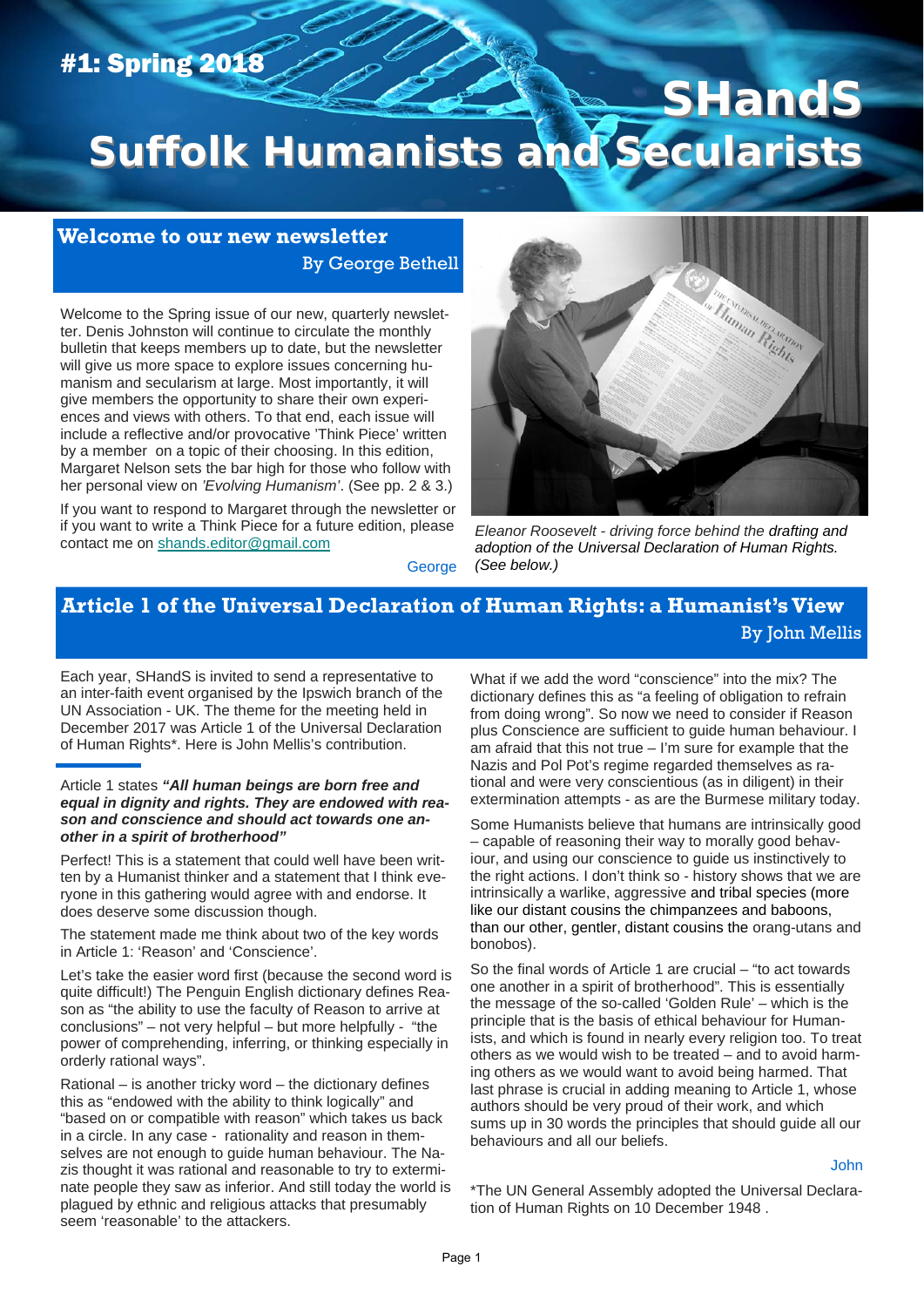#1: Spring 2018

# SHandS
# Suffolk Humanists and Secularists

## Welcome to our new newsletter

By George Bethell

Welcome to the Spring issue of our new, quarterly newsletter. Denis Johnston will continue to circulate the monthly bulletin that keeps members up to date, but the newsletter will give us more space to explore issues concerning humanism and secularism at large. Most importantly, it will give members the opportunity to share their own experiences and views with others. To that end, each issue will include a reflective and/or provocative 'Think Piece' written by a member on a topic of their choosing. In this edition, Margaret Nelson sets the bar high for those who follow with her personal view on *'Evolving Humanism'*. (See pp. 2 & 3.)

If you want to respond to Margaret through the newsletter or if you want to write a Think Piece for a future edition, please contact me on shands.editor@gmail.com

George

*Eleanor Roosevelt - driving force behind the drafting and adoption of the Universal Declaration of Human Rights. (See below.)*

## Article 1 of the Universal Declaration of Human Rights: a Humanist's View

By John Mellis

Each year, SHandS is invited to send a representative to an inter-faith event organised by the Ipswich branch of the UN Association - UK. The theme for the meeting held in December 2017 was Article 1 of the Universal Declaration of Human Rights*. Here is John Mellis's contribution.

Article 1 states ***"All human beings are born free and equal in dignity and rights. They are endowed with reason and conscience and should act towards one another in a spirit of brotherhood"***

Perfect! This is a statement that could well have been written by a Humanist thinker and a statement that I think everyone in this gathering would agree with and endorse. It does deserve some discussion though.

The statement made me think about two of the key words in Article 1: 'Reason' and 'Conscience'.

Let's take the easier word first (because the second word is quite difficult!) The Penguin English dictionary defines Reason as "the ability to use the faculty of Reason to arrive at conclusions" – not very helpful – but more helpfully - "the power of comprehending, inferring, or thinking especially in orderly rational ways".

Rational – is another tricky word – the dictionary defines this as "endowed with the ability to think logically" and "based on or compatible with reason" which takes us back in a circle. In any case - rationality and reason in themselves are not enough to guide human behaviour. The Nazis thought it was rational and reasonable to try to exterminate people they saw as inferior. And still today the world is plagued by ethnic and religious attacks that presumably seem 'reasonable' to the attackers.

What if we add the word "conscience" into the mix? The dictionary defines this as "a feeling of obligation to refrain from doing wrong". So now we need to consider if Reason plus Conscience are sufficient to guide human behaviour. I am afraid that this not true – I'm sure for example that the Nazis and Pol Pot's regime regarded themselves as rational and were very conscientious (as in diligent) in their extermination attempts - as are the Burmese military today.

Some Humanists believe that humans are intrinsically good – capable of reasoning their way to morally good behaviour, and using our conscience to guide us instinctively to the right actions. I don't think so - history shows that we are intrinsically a warlike, aggressive and tribal species (more like our distant cousins the chimpanzees and baboons, than our other, gentler, distant cousins the orang-utans and bonobos).

So the final words of Article 1 are crucial – "to act towards one another in a spirit of brotherhood". This is essentially the message of the so-called 'Golden Rule' – which is the principle that is the basis of ethical behaviour for Humanists, and which is found in nearly every religion too. To treat others as we would wish to be treated – and to avoid harming others as we would want to avoid being harmed. That last phrase is crucial in adding meaning to Article 1, whose authors should be very proud of their work, and which sums up in 30 words the principles that should guide all our behaviours and all our beliefs.

John

*The UN General Assembly adopted the Universal Declaration of Human Rights on 10 December 1948 .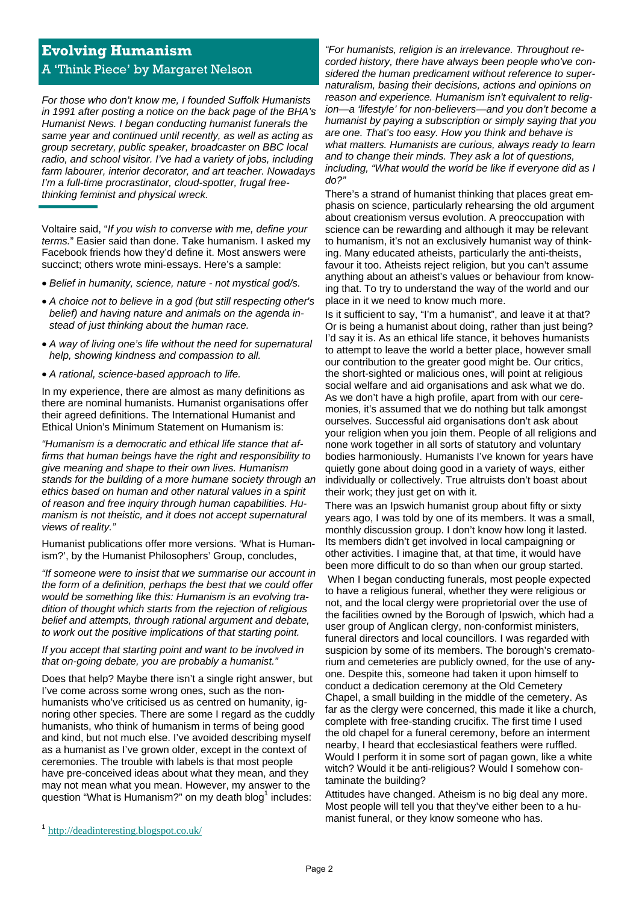# Evolving Humanism

## A 'Think Piece' by Margaret Nelson

*For those who don't know me, I founded Suffolk Humanists in 1991 after posting a notice on the back page of the BHA's Humanist News. I began conducting humanist funerals the same year and continued until recently, as well as acting as group secretary, public speaker, broadcaster on BBC local radio, and school visitor. I've had a variety of jobs, including farm labourer, interior decorator, and art teacher. Nowadays I'm a full-time procrastinator, cloud-spotter, frugal free-thinking feminist and physical wreck.*

Voltaire said, "*If you wish to converse with me, define your terms.*" Easier said than done. Take humanism. I asked my Facebook friends how they'd define it. Most answers were succinct; others wrote mini-essays. Here's a sample:

- *Belief in humanity, science, nature - not mystical god/s.*
- *A choice not to believe in a god (but still respecting other's belief) and having nature and animals on the agenda instead of just thinking about the human race.*
- *A way of living one's life without the need for supernatural help, showing kindness and compassion to all.*
- *A rational, science-based approach to life.*

In my experience, there are almost as many definitions as there are nominal humanists. Humanist organisations offer their agreed definitions. The International Humanist and Ethical Union's Minimum Statement on Humanism is:

*"Humanism is a democratic and ethical life stance that affirms that human beings have the right and responsibility to give meaning and shape to their own lives. Humanism stands for the building of a more humane society through an ethics based on human and other natural values in a spirit of reason and free inquiry through human capabilities. Humanism is not theistic, and it does not accept supernatural views of reality."*

Humanist publications offer more versions. 'What is Humanism?', by the Humanist Philosophers' Group, concludes,

*"If someone were to insist that we summarise our account in the form of a definition, perhaps the best that we could offer would be something like this: Humanism is an evolving tradition of thought which starts from the rejection of religious belief and attempts, through rational argument and debate, to work out the positive implications of that starting point.*

*If you accept that starting point and want to be involved in that on-going debate, you are probably a humanist."*

Does that help? Maybe there isn't a single right answer, but I've come across some wrong ones, such as the non-humanists who've criticised us as centred on humanity, ignoring other species. There are some I regard as the cuddly humanists, who think of humanism in terms of being good and kind, but not much else. I've avoided describing myself as a humanist as I've grown older, except in the context of ceremonies. The trouble with labels is that most people have pre-conceived ideas about what they mean, and they may not mean what you mean. However, my answer to the question "What is Humanism?" on my death blog[1] includes:

*"For humanists, religion is an irrelevance. Throughout recorded history, there have always been people who've considered the human predicament without reference to supernaturalism, basing their decisions, actions and opinions on reason and experience. Humanism isn't equivalent to religion—a 'lifestyle' for non-believers—and you don't become a humanist by paying a subscription or simply saying that you are one. That's too easy. How you think and behave is what matters. Humanists are curious, always ready to learn and to change their minds. They ask a lot of questions, including, "What would the world be like if everyone did as I do?"*

There's a strand of humanist thinking that places great emphasis on science, particularly rehearsing the old argument about creationism versus evolution. A preoccupation with science can be rewarding and although it may be relevant to humanism, it's not an exclusively humanist way of thinking. Many educated atheists, particularly the anti-theists, favour it too. Atheists reject religion, but you can't assume anything about an atheist's values or behaviour from knowing that. To try to understand the way of the world and our place in it we need to know much more.

Is it sufficient to say, "I'm a humanist", and leave it at that? Or is being a humanist about doing, rather than just being? I'd say it is. As an ethical life stance, it behoves humanists to attempt to leave the world a better place, however small our contribution to the greater good might be. Our critics, the short-sighted or malicious ones, will point at religious social welfare and aid organisations and ask what we do. As we don't have a high profile, apart from with our ceremonies, it's assumed that we do nothing but talk amongst ourselves. Successful aid organisations don't ask about your religion when you join them. People of all religions and none work together in all sorts of statutory and voluntary bodies harmoniously. Humanists I've known for years have quietly gone about doing good in a variety of ways, either individually or collectively. True altruists don't boast about their work; they just get on with it.

There was an Ipswich humanist group about fifty or sixty years ago, I was told by one of its members. It was a small, monthly discussion group. I don't know how long it lasted. Its members didn't get involved in local campaigning or other activities. I imagine that, at that time, it would have been more difficult to do so than when our group started.

When I began conducting funerals, most people expected to have a religious funeral, whether they were religious or not, and the local clergy were proprietorial over the use of the facilities owned by the Borough of Ipswich, which had a user group of Anglican clergy, non-conformist ministers, funeral directors and local councillors. I was regarded with suspicion by some of its members. The borough's crematorium and cemeteries are publicly owned, for the use of anyone. Despite this, someone had taken it upon himself to conduct a dedication ceremony at the Old Cemetery Chapel, a small building in the middle of the cemetery. As far as the clergy were concerned, this made it like a church, complete with free-standing crucifix. The first time I used the old chapel for a funeral ceremony, before an interment nearby, I heard that ecclesiastical feathers were ruffled. Would I perform it in some sort of pagan gown, like a white witch? Would it be anti-religious? Would I somehow contaminate the building?

Attitudes have changed. Atheism is no big deal any more. Most people will tell you that they've either been to a humanist funeral, or they know someone who has.

[1] http://deadinteresting.blogspot.co.uk/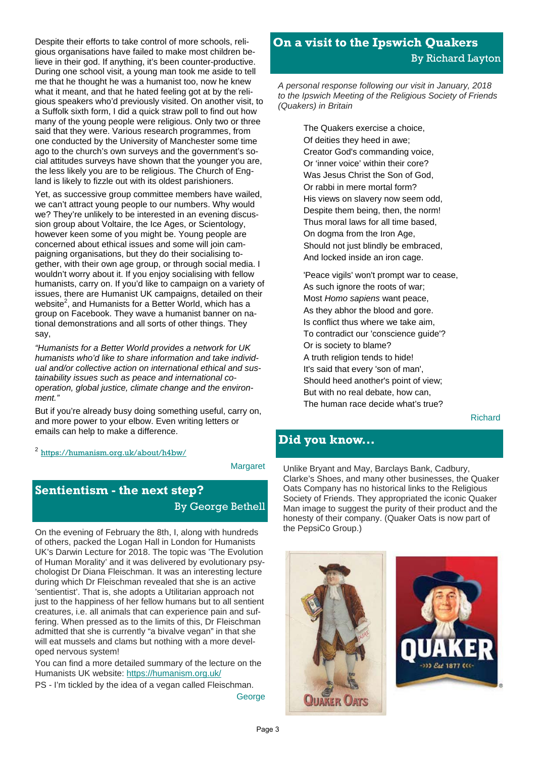Despite their efforts to take control of more schools, religious organisations have failed to make most children believe in their god. If anything, it's been counter-productive. During one school visit, a young man took me aside to tell me that he thought he was a humanist too, now he knew what it meant, and that he hated feeling got at by the religious speakers who'd previously visited. On another visit, to a Suffolk sixth form, I did a quick straw poll to find out how many of the young people were religious. Only two or three said that they were. Various research programmes, from one conducted by the University of Manchester some time ago to the church's own surveys and the government's social attitudes surveys have shown that the younger you are, the less likely you are to be religious. The Church of England is likely to fizzle out with its oldest parishioners.

Yet, as successive group committee members have wailed, we can't attract young people to our numbers. Why would we? They're unlikely to be interested in an evening discussion group about Voltaire, the Ice Ages, or Scientology, however keen some of you might be. Young people are concerned about ethical issues and some will join campaigning organisations, but they do their socialising together, with their own age group, or through social media. I wouldn't worry about it. If you enjoy socialising with fellow humanists, carry on. If you'd like to campaign on a variety of issues, there are Humanist UK campaigns, detailed on their website[2], and Humanists for a Better World, which has a group on Facebook. They wave a humanist banner on national demonstrations and all sorts of other things. They say,

*"Humanists for a Better World provides a network for UK humanists who'd like to share information and take individual and/or collective action on international ethical and sustainability issues such as peace and international cooperation, global justice, climate change and the environment."*

But if you're already busy doing something useful, carry on, and more power to your elbow. Even writing letters or emails can help to make a difference.

[2] https://humanism.org.uk/about/h4bw/

Margaret

## Sentientism - the next step?

By George Bethell

On the evening of February the 8th, I, along with hundreds of others, packed the Logan Hall in London for Humanists UK's Darwin Lecture for 2018. The topic was 'The Evolution of Human Morality' and it was delivered by evolutionary psychologist Dr Diana Fleischman. It was an interesting lecture during which Dr Fleischman revealed that she is an active 'sentientist'. That is, she adopts a Utilitarian approach not just to the happiness of her fellow humans but to all sentient creatures, i.e. all animals that can experience pain and suffering. When pressed as to the limits of this, Dr Fleischman admitted that she is currently "a bivalve vegan" in that she will eat mussels and clams but nothing with a more developed nervous system!

You can find a more detailed summary of the lecture on the Humanists UK website: https://humanism.org.uk/

PS - I'm tickled by the idea of a vegan called Fleischman.

George

## On a visit to the Ipswich Quakers

By Richard Layton

*A personal response following our visit in January, 2018 to the Ipswich Meeting of the Religious Society of Friends (Quakers) in Britain*

The Quakers exercise a choice,
Of deities they heed in awe;
Creator God's commanding voice,
Or 'inner voice' within their core?
Was Jesus Christ the Son of God,
Or rabbi in mere mortal form?
His views on slavery now seem odd,
Despite them being, then, the norm!
Thus moral laws for all time based,
On dogma from the Iron Age,
Should not just blindly be embraced,
And locked inside an iron cage.

'Peace vigils' won't prompt war to cease,
As such ignore the roots of war;
Most *Homo sapiens* want peace,
As they abhor the blood and gore.
Is conflict thus where we take aim,
To contradict our 'conscience guide'?
Or is society to blame?
A truth religion tends to hide!
It's said that every 'son of man',
Should heed another's point of view;
But with no real debate, how can,
The human race decide what's true?

Richard

## Did you know...

Unlike Bryant and May, Barclays Bank, Cadbury, Clarke's Shoes, and many other businesses, the Quaker Oats Company has no historical links to the Religious Society of Friends. They appropriated the iconic Quaker Man image to suggest the purity of their product and the honesty of their company. (Quaker Oats is now part of the PepsiCo Group.)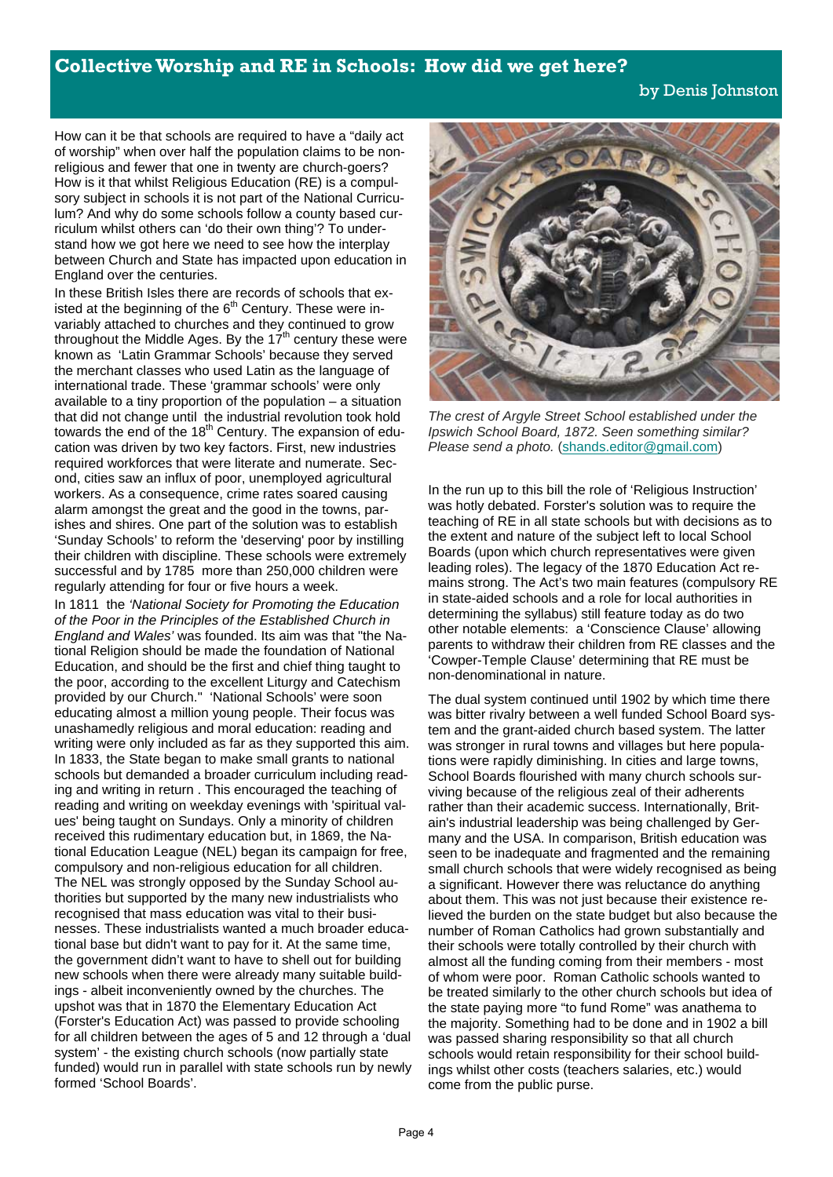## Collective Worship and RE in Schools: How did we get here?

by Denis Johnston

How can it be that schools are required to have a "daily act of worship" when over half the population claims to be non-religious and fewer that one in twenty are church-goers? How is it that whilst Religious Education (RE) is a compulsory subject in schools it is not part of the National Curriculum? And why do some schools follow a county based curriculum whilst others can 'do their own thing'? To understand how we got here we need to see how the interplay between Church and State has impacted upon education in England over the centuries.

In these British Isles there are records of schools that existed at the beginning of the 6th Century. These were invariably attached to churches and they continued to grow throughout the Middle Ages. By the 17th century these were known as 'Latin Grammar Schools' because they served the merchant classes who used Latin as the language of international trade. These 'grammar schools' were only available to a tiny proportion of the population – a situation that did not change until the industrial revolution took hold towards the end of the 18th Century. The expansion of education was driven by two key factors. First, new industries required workforces that were literate and numerate. Second, cities saw an influx of poor, unemployed agricultural workers. As a consequence, crime rates soared causing alarm amongst the great and the good in the towns, parishes and shires. One part of the solution was to establish 'Sunday Schools' to reform the 'deserving' poor by instilling their children with discipline. These schools were extremely successful and by 1785 more than 250,000 children were regularly attending for four or five hours a week.

In 1811 the *'National Society for Promoting the Education of the Poor in the Principles of the Established Church in England and Wales'* was founded. Its aim was that "the National Religion should be made the foundation of National Education, and should be the first and chief thing taught to the poor, according to the excellent Liturgy and Catechism provided by our Church." 'National Schools' were soon educating almost a million young people. Their focus was unashamedly religious and moral education: reading and writing were only included as far as they supported this aim. In 1833, the State began to make small grants to national schools but demanded a broader curriculum including reading and writing in return . This encouraged the teaching of reading and writing on weekday evenings with 'spiritual values' being taught on Sundays. Only a minority of children received this rudimentary education but, in 1869, the National Education League (NEL) began its campaign for free, compulsory and non-religious education for all children. The NEL was strongly opposed by the Sunday School authorities but supported by the many new industrialists who recognised that mass education was vital to their businesses. These industrialists wanted a much broader educational base but didn't want to pay for it. At the same time, the government didn't want to have to shell out for building new schools when there were already many suitable buildings - albeit inconveniently owned by the churches. The upshot was that in 1870 the Elementary Education Act (Forster's Education Act) was passed to provide schooling for all children between the ages of 5 and 12 through a 'dual system' - the existing church schools (now partially state funded) would run in parallel with state schools run by newly formed 'School Boards'.

*The crest of Argyle Street School established under the Ipswich School Board, 1872. Seen something similar? Please send a photo.* (shands.editor@gmail.com)

In the run up to this bill the role of 'Religious Instruction' was hotly debated. Forster's solution was to require the teaching of RE in all state schools but with decisions as to the extent and nature of the subject left to local School Boards (upon which church representatives were given leading roles). The legacy of the 1870 Education Act remains strong. The Act's two main features (compulsory RE in state-aided schools and a role for local authorities in determining the syllabus) still feature today as do two other notable elements: a 'Conscience Clause' allowing parents to withdraw their children from RE classes and the 'Cowper-Temple Clause' determining that RE must be non-denominational in nature.

The dual system continued until 1902 by which time there was bitter rivalry between a well funded School Board system and the grant-aided church based system. The latter was stronger in rural towns and villages but here populations were rapidly diminishing. In cities and large towns, School Boards flourished with many church schools surviving because of the religious zeal of their adherents rather than their academic success. Internationally, Britain's industrial leadership was being challenged by Germany and the USA. In comparison, British education was seen to be inadequate and fragmented and the remaining small church schools that were widely recognised as being a significant. However there was reluctance do anything about them. This was not just because their existence relieved the burden on the state budget but also because the number of Roman Catholics had grown substantially and their schools were totally controlled by their church with almost all the funding coming from their members - most of whom were poor. Roman Catholic schools wanted to be treated similarly to the other church schools but idea of the state paying more "to fund Rome" was anathema to the majority. Something had to be done and in 1902 a bill was passed sharing responsibility so that all church schools would retain responsibility for their school buildings whilst other costs (teachers salaries, etc.) would come from the public purse.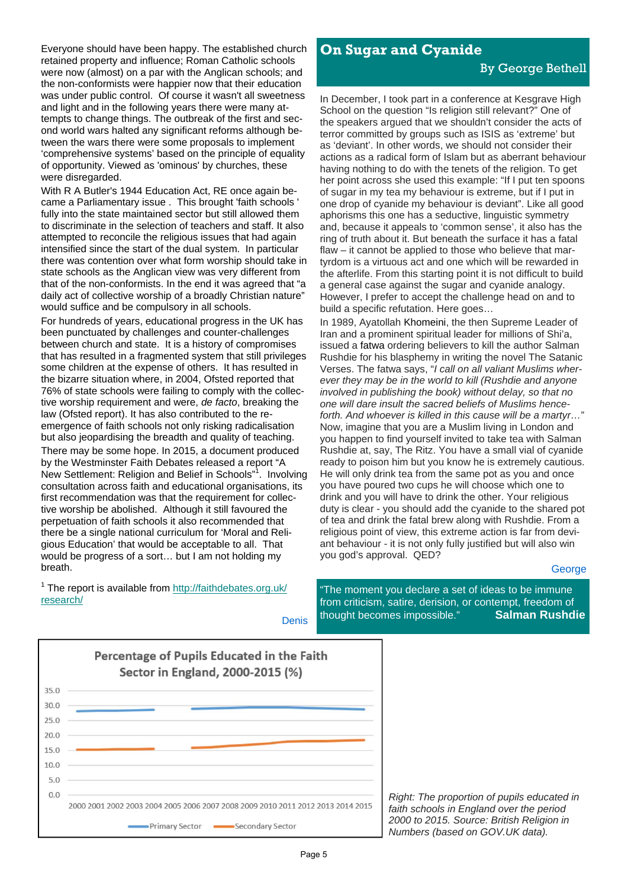Everyone should have been happy. The established church retained property and influence; Roman Catholic schools were now (almost) on a par with the Anglican schools; and the non-conformists were happier now that their education was under public control. Of course it wasn't all sweetness and light and in the following years there were many attempts to change things. The outbreak of the first and second world wars halted any significant reforms although between the wars there were some proposals to implement 'comprehensive systems' based on the principle of equality of opportunity. Viewed as 'ominous' by churches, these were disregarded.

With R A Butler's 1944 Education Act, RE once again became a Parliamentary issue . This brought 'faith schools ' fully into the state maintained sector but still allowed them to discriminate in the selection of teachers and staff. It also attempted to reconcile the religious issues that had again intensified since the start of the dual system. In particular there was contention over what form worship should take in state schools as the Anglican view was very different from that of the non-conformists. In the end it was agreed that "a daily act of collective worship of a broadly Christian nature" would suffice and be compulsory in all schools.

For hundreds of years, educational progress in the UK has been punctuated by challenges and counter-challenges between church and state. It is a history of compromises that has resulted in a fragmented system that still privileges some children at the expense of others. It has resulted in the bizarre situation where, in 2004, Ofsted reported that 76% of state schools were failing to comply with the collective worship requirement and were, *de facto*, breaking the law (Ofsted report). It has also contributed to the re-emergence of faith schools not only risking radicalisation but also jeopardising the breadth and quality of teaching.

There may be some hope. In 2015, a document produced by the Westminster Faith Debates released a report "A New Settlement: Religion and Belief in Schools"[1]. Involving consultation across faith and educational organisations, its first recommendation was that the requirement for collective worship be abolished. Although it still favoured the perpetuation of faith schools it also recommended that there be a single national curriculum for 'Moral and Religious Education' that would be acceptable to all. That would be progress of a sort… but I am not holding my breath.

[1] The report is available from http://faithdebates.org.uk/research/

Denis

## On Sugar and Cyanide

**By George Bethell**

In December, I took part in a conference at Kesgrave High School on the question "Is religion still relevant?" One of the speakers argued that we shouldn't consider the acts of terror committed by groups such as ISIS as 'extreme' but as 'deviant'. In other words, we should not consider their actions as a radical form of Islam but as aberrant behaviour having nothing to do with the tenets of the religion. To get her point across she used this example: "If I put ten spoons of sugar in my tea my behaviour is extreme, but if I put in one drop of cyanide my behaviour is deviant". Like all good aphorisms this one has a seductive, linguistic symmetry and, because it appeals to 'common sense', it also has the ring of truth about it. But beneath the surface it has a fatal flaw – it cannot be applied to those who believe that martyrdom is a virtuous act and one which will be rewarded in the afterlife. From this starting point it is not difficult to build a general case against the sugar and cyanide analogy. However, I prefer to accept the challenge head on and to build a specific refutation. Here goes…

In 1989, Ayatollah Khomeini, the then Supreme Leader of Iran and a prominent spiritual leader for millions of Shi'a, issued a fatwa ordering believers to kill the author Salman Rushdie for his blasphemy in writing the novel The Satanic Verses. The fatwa says, "*I call on all valiant Muslims wherever they may be in the world to kill (Rushdie and anyone involved in publishing the book) without delay, so that no one will dare insult the sacred beliefs of Muslims henceforth. And whoever is killed in this cause will be a martyr…*" Now, imagine that you are a Muslim living in London and you happen to find yourself invited to take tea with Salman Rushdie at, say, The Ritz. You have a small vial of cyanide ready to poison him but you know he is extremely cautious. He will only drink tea from the same pot as you and once you have poured two cups he will choose which one to drink and you will have to drink the other. Your religious duty is clear - you should add the cyanide to the shared pot of tea and drink the fatal brew along with Rushdie. From a religious point of view, this extreme action is far from deviant behaviour - it is not only fully justified but will also win you god's approval. QED?

George

"The moment you declare a set of ideas to be immune from criticism, satire, derision, or contempt, freedom of thought becomes impossible." **Salman Rushdie**

**Percentage of Pupils Educated in the Faith Sector in England, 2000-2015 (%)**

*Right: The proportion of pupils educated in faith schools in England over the period 2000 to 2015. Source: British Religion in Numbers (based on GOV.UK data).*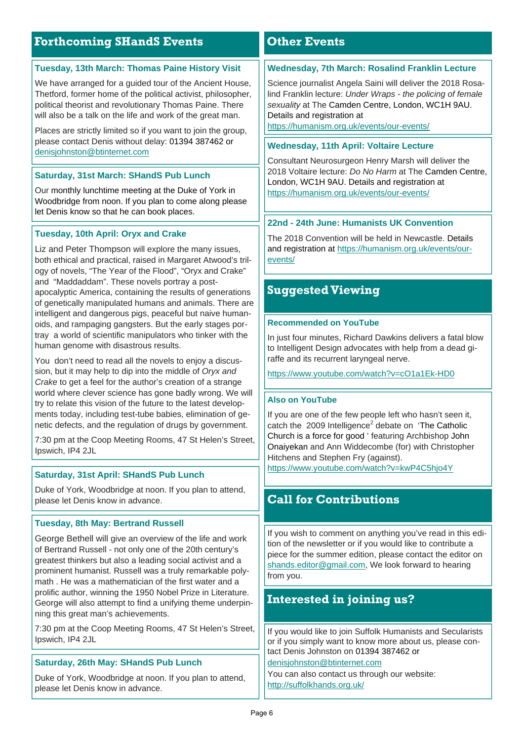## Forthcoming SHandS Events

### Tuesday, 13th March: Thomas Paine History Visit

We have arranged for a guided tour of the Ancient House, Thetford, former home of the political activist, philosopher, political theorist and revolutionary Thomas Paine. There will also be a talk on the life and work of the great man.

Places are strictly limited so if you want to join the group, please contact Denis without delay: 01394 387462 or denisjohnston@btinternet.com

### Saturday, 31st March: SHandS Pub Lunch

Our monthly lunchtime meeting at the Duke of York in Woodbridge from noon. If you plan to come along please let Denis know so that he can book places.

### Tuesday, 10th April: Oryx and Crake

Liz and Peter Thompson will explore the many issues, both ethical and practical, raised in Margaret Atwood's trilogy of novels, "The Year of the Flood", "Oryx and Crake" and "Maddaddam". These novels portray a post-apocalyptic America, containing the results of generations of genetically manipulated humans and animals. There are intelligent and dangerous pigs, peaceful but naive humanoids, and rampaging gangsters. But the early stages portray a world of scientific manipulators who tinker with the human genome with disastrous results.

You don't need to read all the novels to enjoy a discussion, but it may help to dip into the middle of *Oryx and Crake* to get a feel for the author's creation of a strange world where clever science has gone badly wrong. We will try to relate this vision of the future to the latest developments today, including test-tube babies, elimination of genetic defects, and the regulation of drugs by government.

7:30 pm at the Coop Meeting Rooms, 47 St Helen's Street, Ipswich, IP4 2JL

### Saturday, 31st April: SHandS Pub Lunch

Duke of York, Woodbridge at noon. If you plan to attend, please let Denis know in advance.

### Tuesday, 8th May: Bertrand Russell

George Bethell will give an overview of the life and work of Bertrand Russell - not only one of the 20th century's greatest thinkers but also a leading social activist and a prominent humanist. Russell was a truly remarkable polymath . He was a mathematician of the first water and a prolific author, winning the 1950 Nobel Prize in Literature. George will also attempt to find a unifying theme underpinning this great man's achievements.

7:30 pm at the Coop Meeting Rooms, 47 St Helen's Street, Ipswich, IP4 2JL

### Saturday, 26th May: SHandS Pub Lunch

Duke of York, Woodbridge at noon. If you plan to attend, please let Denis know in advance.

## Other Events

### Wednesday, 7th March: Rosalind Franklin Lecture

Science journalist Angela Saini will deliver the 2018 Rosalind Franklin lecture: *Under Wraps - the policing of female sexuality* at The Camden Centre, London, WC1H 9AU. Details and registration at https://humanism.org.uk/events/our-events/

### Wednesday, 11th April: Voltaire Lecture

Consultant Neurosurgeon Henry Marsh will deliver the 2018 Voltaire lecture: *Do No Harm* at The Camden Centre, London, WC1H 9AU. Details and registration at https://humanism.org.uk/events/our-events/

### 22nd - 24th June: Humanists UK Convention

The 2018 Convention will be held in Newcastle. Details and registration at https://humanism.org.uk/events/our-events/

## Suggested Viewing

### Recommended on YouTube

In just four minutes, Richard Dawkins delivers a fatal blow to Intelligent Design advocates with help from a dead giraffe and its recurrent laryngeal nerve.

https://www.youtube.com/watch?v=cO1a1Ek-HD0

### Also on YouTube

If you are one of the few people left who hasn't seen it, catch the 2009 Intelligence$^2$ debate on 'The Catholic Church is a force for good ' featuring Archbishop John Onaiyekan and Ann Widdecombe (for) with Christopher Hitchens and Stephen Fry (against).
https://www.youtube.com/watch?v=kwP4C5hjo4Y

## Call for Contributions

If you wish to comment on anything you've read in this edition of the newsletter or if you would like to contribute a piece for the summer edition, please contact the editor on shands.editor@gmail.com, We look forward to hearing from you.

## Interested in joining us?

If you would like to join Suffolk Humanists and Secularists or if you simply want to know more about us, please contact Denis Johnston on 01394 387462 or
denisjohnston@btinternet.com
You can also contact us through our website:
http://suffolkhands.org.uk/